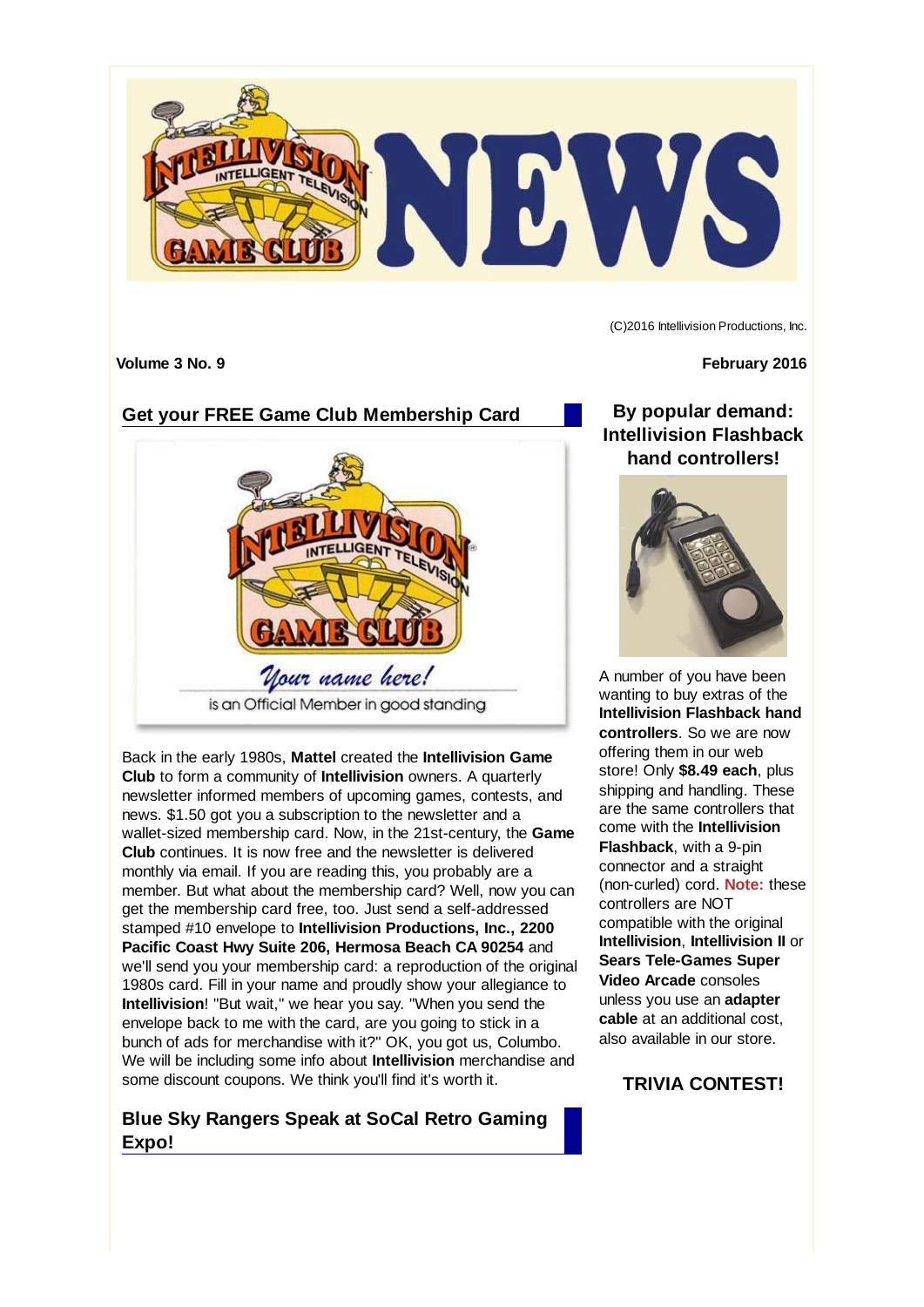# Intellivision Game Club NEWS

(C)2016 Intellivision Productions, Inc.

**Volume 3 No. 9** **February 2016**

## Get your FREE Game Club Membership Card

Back in the early 1980s, **Mattel** created the **Intellivision Game Club** to form a community of **Intellivision** owners. A quarterly newsletter informed members of upcoming games, contests, and news. $1.50 got you a subscription to the newsletter and a wallet-sized membership card. Now, in the 21st-century, the **Game Club** continues. It is now free and the newsletter is delivered monthly via email. If you are reading this, you probably are a member. But what about the membership card? Well, now you can get the membership card free, too. Just send a self-addressed stamped #10 envelope to **Intellivision Productions, Inc., 2200 Pacific Coast Hwy Suite 206, Hermosa Beach CA 90254** and we'll send you your membership card: a reproduction of the original 1980s card. Fill in your name and proudly show your allegiance to **Intellivision**! "But wait," we hear you say. "When you send the envelope back to me with the card, are you going to stick in a bunch of ads for merchandise with it?" OK, you got us, Columbo. We will be including some info about **Intellivision** merchandise and some discount coupons. We think you'll find it's worth it.

## Blue Sky Rangers Speak at SoCal Retro Gaming Expo!

## By popular demand: Intellivision Flashback hand controllers!

A number of you have been wanting to buy extras of the **Intellivision Flashback hand controllers**. So we are now offering them in our web store! Only **$8.49 each**, plus shipping and handling. These are the same controllers that come with the **Intellivision Flashback**, with a 9-pin connector and a straight (non-curled) cord. **Note:** these controllers are NOT compatible with the original **Intellivision**, **Intellivision II** or **Sears Tele-Games Super Video Arcade** consoles unless you use an **adapter cable** at an additional cost, also available in our store.

## TRIVIA CONTEST!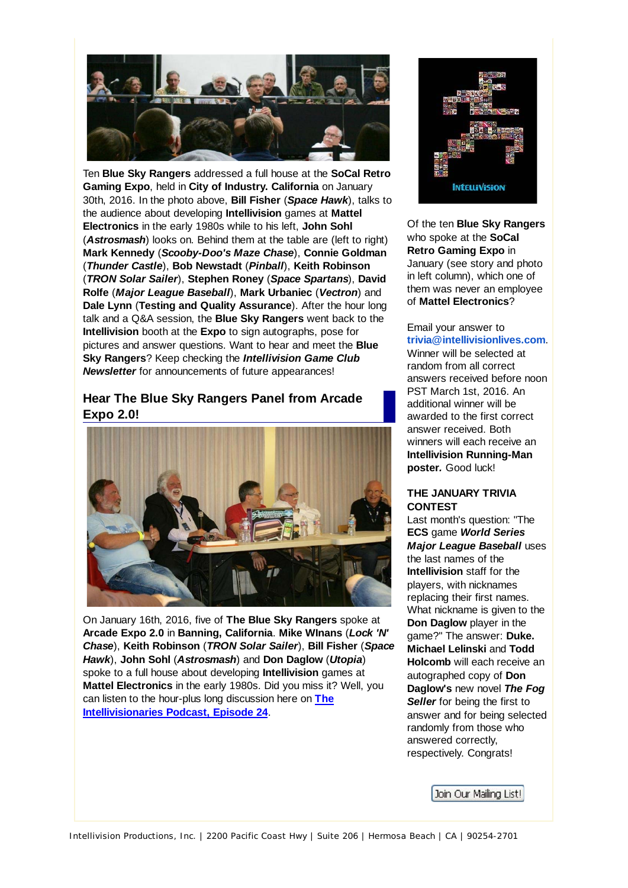Ten **Blue Sky Rangers** addressed a full house at the **SoCal Retro Gaming Expo**, held in **City of Industry. California** on January 30th, 2016. In the photo above, **Bill Fisher** (***Space Hawk***), talks to the audience about developing **Intellivision** games at **Mattel Electronics** in the early 1980s while to his left, **John Sohl** (***Astrosmash***) looks on. Behind them at the table are (left to right) **Mark Kennedy** (***Scooby-Doo's Maze Chase***), **Connie Goldman** (***Thunder Castle***), **Bob Newstadt** (***Pinball***), **Keith Robinson** (***TRON Solar Sailer***), **Stephen Roney** (***Space Spartans***), **David Rolfe** (***Major League Baseball***), **Mark Urbaniec** (***Vectron***) and **Dale Lynn** (**Testing and Quality Assurance**). After the hour long talk and a Q&A session, the **Blue Sky Rangers** went back to the **Intellivision** booth at the **Expo** to sign autographs, pose for pictures and answer questions. Want to hear and meet the **Blue Sky Rangers**? Keep checking the ***Intellivision Game Club Newsletter*** for announcements of future appearances!

## Hear The Blue Sky Rangers Panel from Arcade Expo 2.0!

On January 16th, 2016, five of **The Blue Sky Rangers** spoke at **Arcade Expo 2.0** in **Banning, California**. **Mike WInans** (***Lock 'N' Chase***), **Keith Robinson** (***TRON Solar Sailer***), **Bill Fisher** (***Space Hawk***), **John Sohl** (***Astrosmash***) and **Don Daglow** (***Utopia***) spoke to a full house about developing **Intellivision** games at **Mattel Electronics** in the early 1980s. Did you miss it? Well, you can listen to the hour-plus long discussion here on **The Intellivisionaries Podcast, Episode 24**.

Of the ten **Blue Sky Rangers** who spoke at the **SoCal Retro Gaming Expo** in January (see story and photo in left column), which one of them was never an employee of **Mattel Electronics**?

Email your answer to **trivia@intellivisionlives.com**. Winner will be selected at random from all correct answers received before noon PST March 1st, 2016. An additional winner will be awarded to the first correct answer received. Both winners will each receive an **Intellivision Running-Man poster.** Good luck!

**THE JANUARY TRIVIA CONTEST**

Last month's question: "The **ECS** game ***World Series Major League Baseball*** uses the last names of the **Intellivision** staff for the players, with nicknames replacing their first names. What nickname is given to the **Don Daglow** player in the game?" The answer: **Duke. Michael Lelinski** and **Todd Holcomb** will each receive an autographed copy of **Don Daglow's** new novel ***The Fog Seller*** for being the first to answer and for being selected randomly from those who answered correctly, respectively. Congrats!

Join Our Mailing List!

Intellivision Productions, Inc. | 2200 Pacific Coast Hwy | Suite 206 | Hermosa Beach | CA | 90254-2701